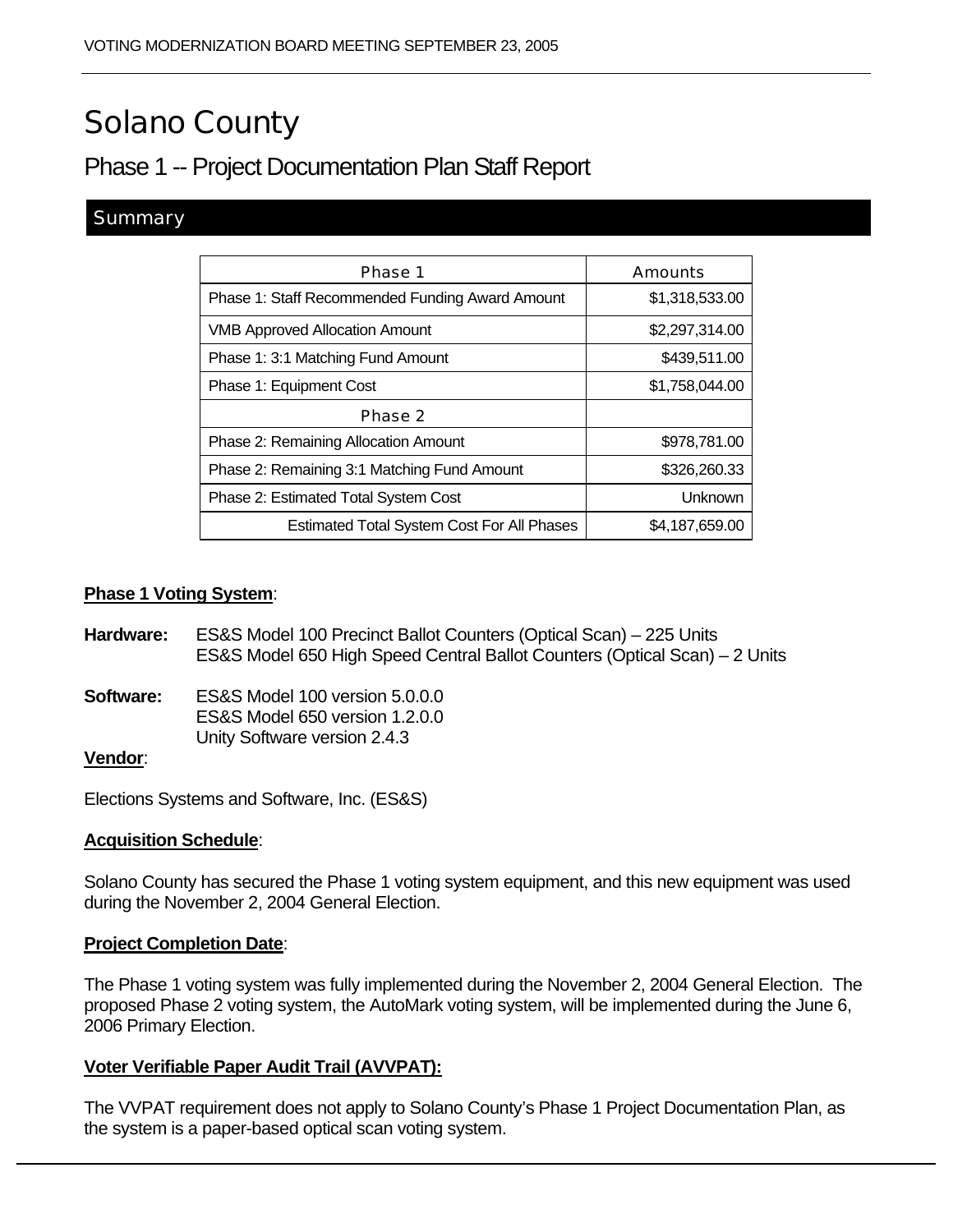# Solano County

## Phase 1 -- Project Documentation Plan Staff Report

### Summary

| Phase 1 | Amounts |
|---|---|
| Phase 1: Staff Recommended Funding Award Amount | $1,318,533.00 |
| VMB Approved Allocation Amount | $2,297,314.00 |
| Phase 1: 3:1 Matching Fund Amount | $439,511.00 |
| Phase 1: Equipment Cost | $1,758,044.00 |
| Phase 2 | |
| Phase 2: Remaining Allocation Amount | $978,781.00 |
| Phase 2: Remaining 3:1 Matching Fund Amount | $326,260.33 |
| Phase 2: Estimated Total System Cost | Unknown |
| Estimated Total System Cost For All Phases | $4,187,659.00 |

**Phase 1 Voting System**:

**Hardware:** ES&S Model 100 Precinct Ballot Counters (Optical Scan) – 225 Units
ES&S Model 650 High Speed Central Ballot Counters (Optical Scan) – 2 Units

**Software:** ES&S Model 100 version 5.0.0.0
ES&S Model 650 version 1.2.0.0
Unity Software version 2.4.3

**Vendor**:

Elections Systems and Software, Inc. (ES&S)

**Acquisition Schedule**:

Solano County has secured the Phase 1 voting system equipment, and this new equipment was used during the November 2, 2004 General Election.

**Project Completion Date**:

The Phase 1 voting system was fully implemented during the November 2, 2004 General Election. The proposed Phase 2 voting system, the AutoMark voting system, will be implemented during the June 6, 2006 Primary Election.

**Voter Verifiable Paper Audit Trail (AVVPAT):**

The VVPAT requirement does not apply to Solano County's Phase 1 Project Documentation Plan, as the system is a paper-based optical scan voting system.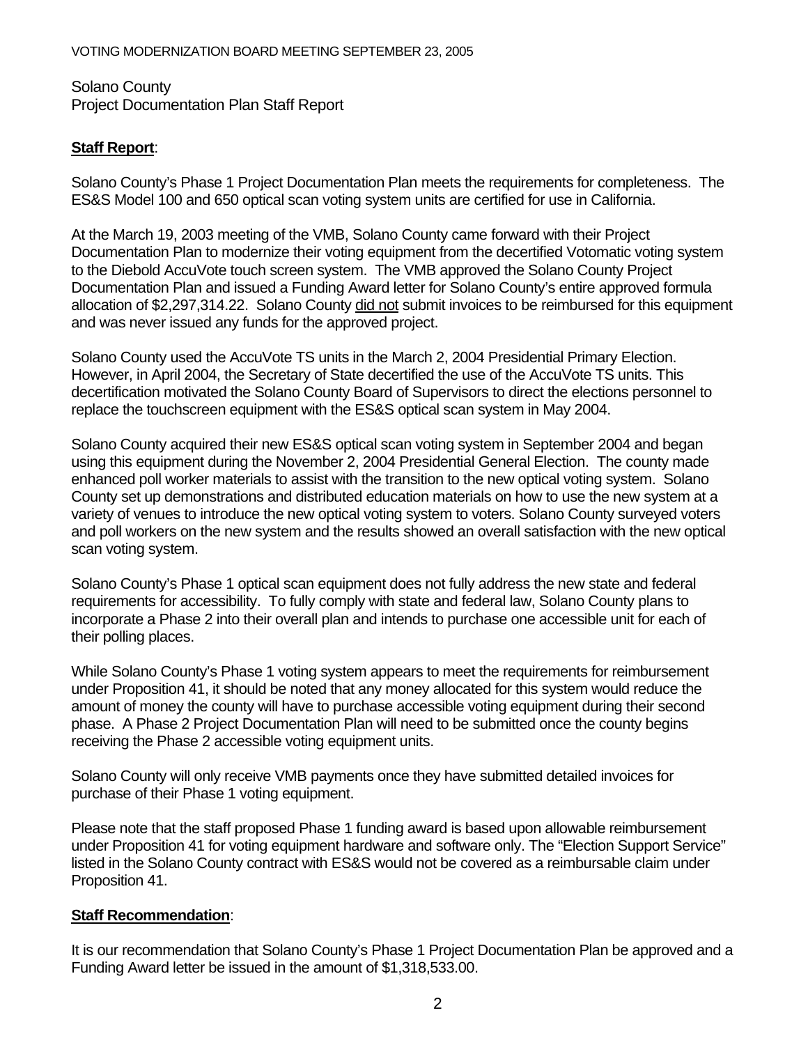Solano County
Project Documentation Plan Staff Report

**Staff Report**:

Solano County's Phase 1 Project Documentation Plan meets the requirements for completeness. The ES&S Model 100 and 650 optical scan voting system units are certified for use in California.

At the March 19, 2003 meeting of the VMB, Solano County came forward with their Project Documentation Plan to modernize their voting equipment from the decertified Votomatic voting system to the Diebold AccuVote touch screen system. The VMB approved the Solano County Project Documentation Plan and issued a Funding Award letter for Solano County's entire approved formula allocation of $2,297,314.22. Solano County did not submit invoices to be reimbursed for this equipment and was never issued any funds for the approved project.

Solano County used the AccuVote TS units in the March 2, 2004 Presidential Primary Election. However, in April 2004, the Secretary of State decertified the use of the AccuVote TS units. This decertification motivated the Solano County Board of Supervisors to direct the elections personnel to replace the touchscreen equipment with the ES&S optical scan system in May 2004.

Solano County acquired their new ES&S optical scan voting system in September 2004 and began using this equipment during the November 2, 2004 Presidential General Election. The county made enhanced poll worker materials to assist with the transition to the new optical voting system. Solano County set up demonstrations and distributed education materials on how to use the new system at a variety of venues to introduce the new optical voting system to voters. Solano County surveyed voters and poll workers on the new system and the results showed an overall satisfaction with the new optical scan voting system.

Solano County's Phase 1 optical scan equipment does not fully address the new state and federal requirements for accessibility. To fully comply with state and federal law, Solano County plans to incorporate a Phase 2 into their overall plan and intends to purchase one accessible unit for each of their polling places.

While Solano County's Phase 1 voting system appears to meet the requirements for reimbursement under Proposition 41, it should be noted that any money allocated for this system would reduce the amount of money the county will have to purchase accessible voting equipment during their second phase. A Phase 2 Project Documentation Plan will need to be submitted once the county begins receiving the Phase 2 accessible voting equipment units.

Solano County will only receive VMB payments once they have submitted detailed invoices for purchase of their Phase 1 voting equipment.

Please note that the staff proposed Phase 1 funding award is based upon allowable reimbursement under Proposition 41 for voting equipment hardware and software only. The "Election Support Service" listed in the Solano County contract with ES&S would not be covered as a reimbursable claim under Proposition 41.

**Staff Recommendation**:

It is our recommendation that Solano County's Phase 1 Project Documentation Plan be approved and a Funding Award letter be issued in the amount of $1,318,533.00.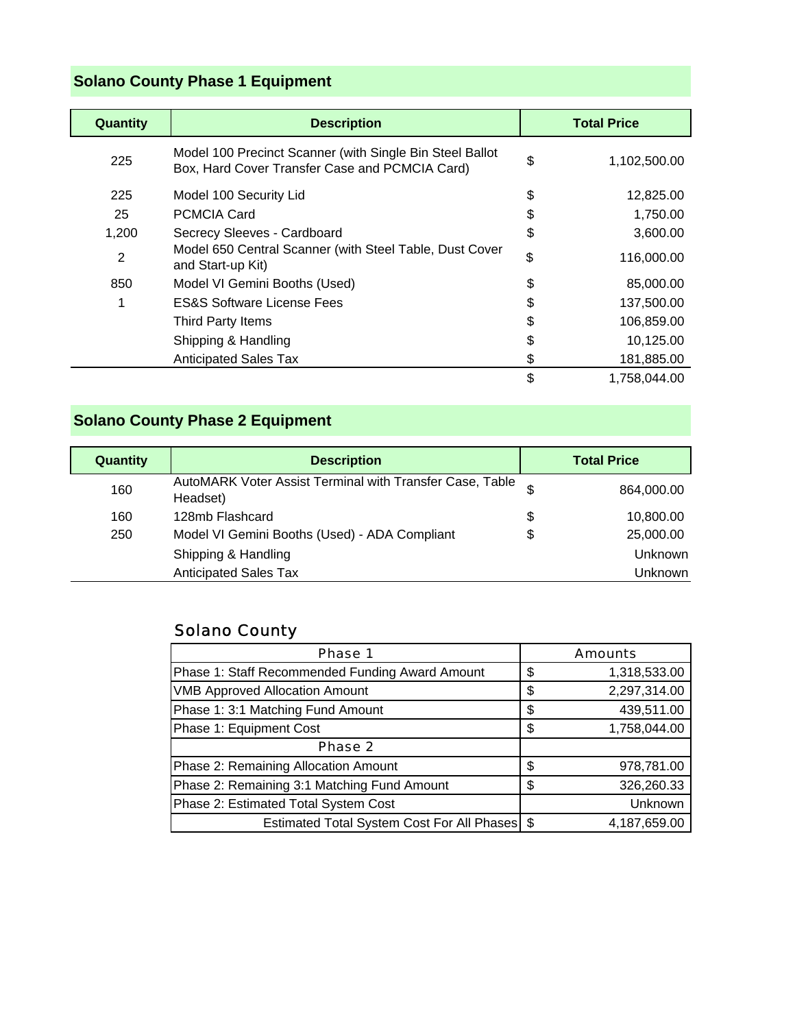## Solano County Phase 1 Equipment

| Quantity | Description | Total Price |
|---|---|---|
| 225 | Model 100 Precinct Scanner (with Single Bin Steel Ballot Box, Hard Cover Transfer Case and PCMCIA Card) | $ 1,102,500.00 |
| 225 | Model 100 Security Lid | $ 12,825.00 |
| 25 | PCMCIA Card | $ 1,750.00 |
| 1,200 | Secrecy Sleeves - Cardboard | $ 3,600.00 |
| 2 | Model 650 Central Scanner (with Steel Table, Dust Cover and Start-up Kit) | $ 116,000.00 |
| 850 | Model VI Gemini Booths (Used) | $ 85,000.00 |
| 1 | ES&S Software License Fees | $ 137,500.00 |
| | Third Party Items | $ 106,859.00 |
| | Shipping & Handling | $ 10,125.00 |
| | Anticipated Sales Tax | $ 181,885.00 |
| | | $ 1,758,044.00 |

## Solano County Phase 2 Equipment

| Quantity | Description | Total Price |
|---|---|---|
| 160 | AutoMARK Voter Assist Terminal with Transfer Case, Table Headset) | $ 864,000.00 |
| 160 | 128mb Flashcard | $ 10,800.00 |
| 250 | Model VI Gemini Booths (Used) - ADA Compliant | $ 25,000.00 |
| | Shipping & Handling | Unknown |
| | Anticipated Sales Tax | Unknown |

### Solano County

| Phase 1 | Amounts |
|---|---|
| Phase 1: Staff Recommended Funding Award Amount | $ 1,318,533.00 |
| VMB Approved Allocation Amount | $ 2,297,314.00 |
| Phase 1: 3:1 Matching Fund Amount | $ 439,511.00 |
| Phase 1: Equipment Cost | $ 1,758,044.00 |
| **Phase 2** | |
| Phase 2: Remaining Allocation Amount | $ 978,781.00 |
| Phase 2: Remaining 3:1 Matching Fund Amount | $ 326,260.33 |
| Phase 2: Estimated Total System Cost | Unknown |
| Estimated Total System Cost For All Phases | $ 4,187,659.00 |